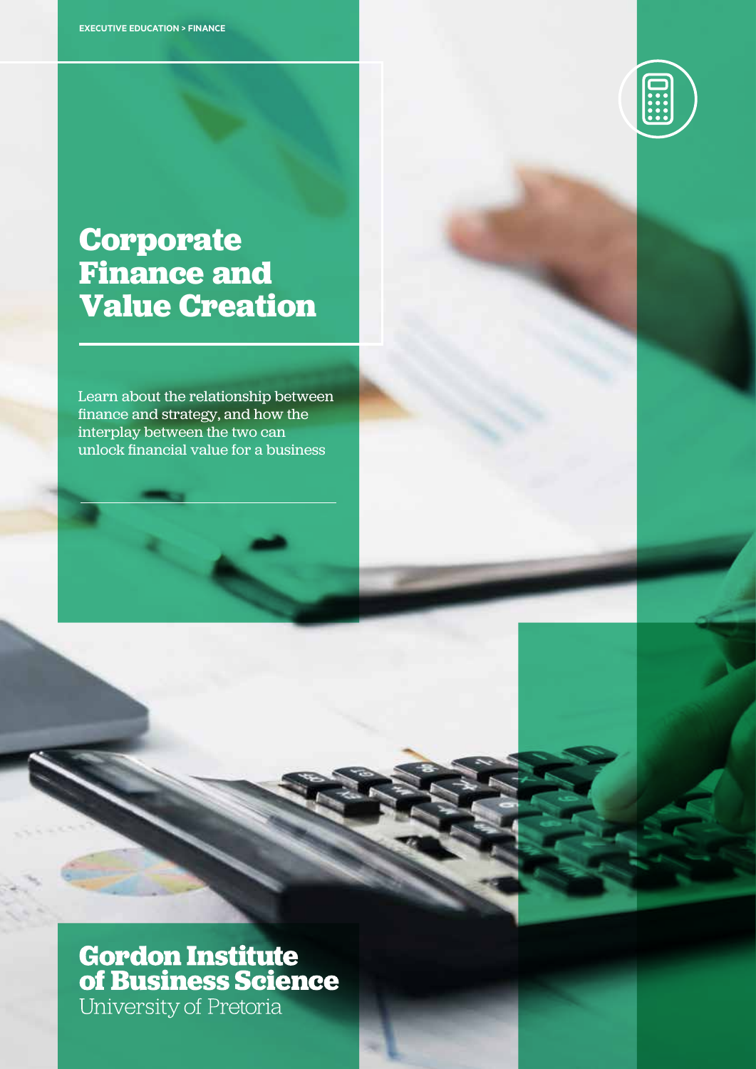EXECUTIVE EDUCATION > FINANCE

# Corporate Finance and Value Creation

Learn about the relationship between finance and strategy, and how the interplay between the two can unlock financial value for a business

**Gordon Institute of Business Science**
University of Pretoria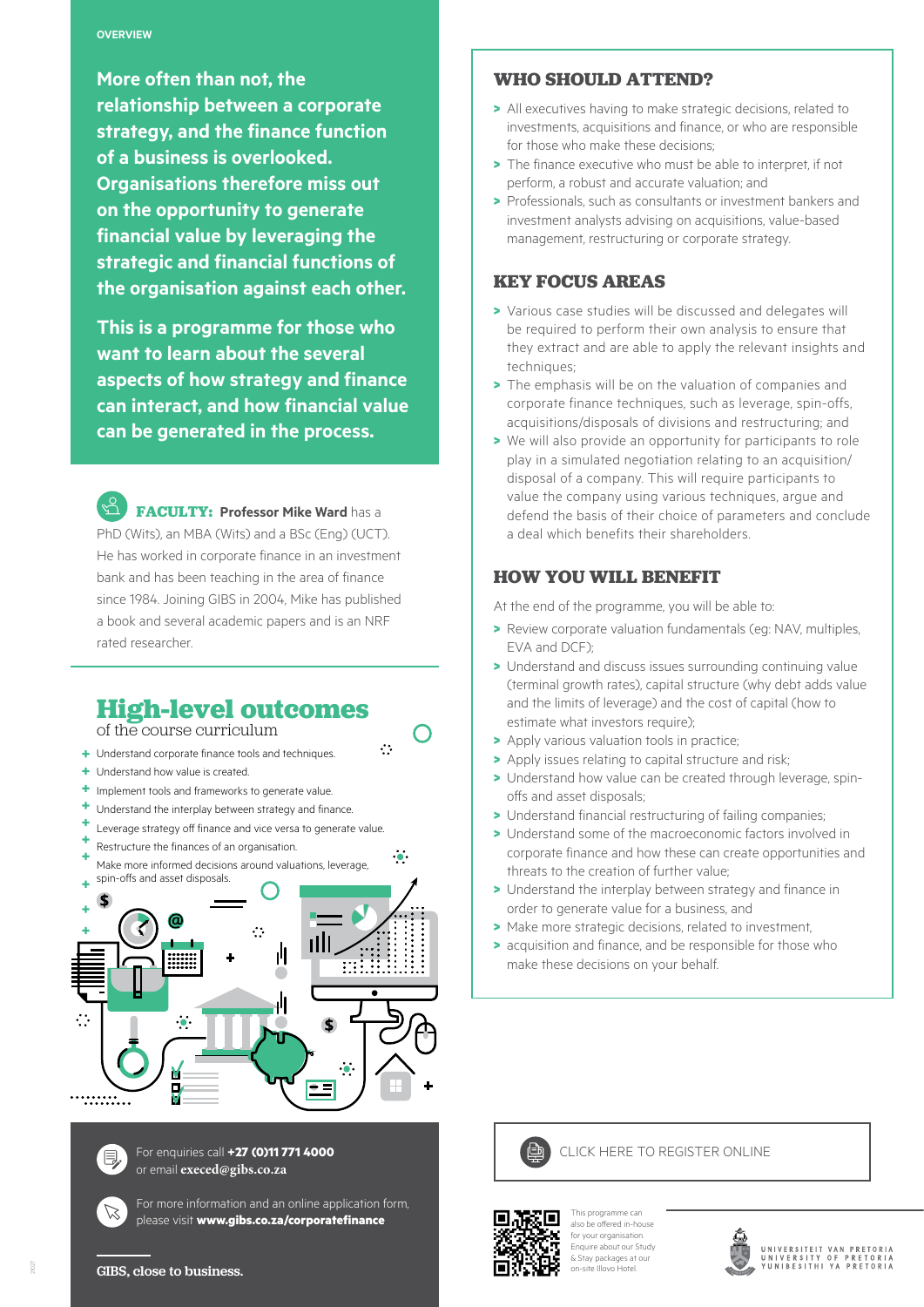OVERVIEW

**More often than not, the relationship between a corporate strategy, and the finance function of a business is overlooked. Organisations therefore miss out on the opportunity to generate financial value by leveraging the strategic and financial functions of the organisation against each other.**

**This is a programme for those who want to learn about the several aspects of how strategy and finance can interact, and how financial value can be generated in the process.**

**FACULTY:** **Professor Mike Ward** has a PhD (Wits), an MBA (Wits) and a BSc (Eng) (UCT). He has worked in corporate finance in an investment bank and has been teaching in the area of finance since 1984. Joining GIBS in 2004, Mike has published a book and several academic papers and is an NRF rated researcher.

## High-level outcomes

of the course curriculum

- Understand corporate finance tools and techniques.
- Understand how value is created.
- Implement tools and frameworks to generate value.
- Understand the interplay between strategy and finance.
- Leverage strategy off finance and vice versa to generate value.
- Restructure the finances of an organisation.
- Make more informed decisions around valuations, leverage, spin-offs and asset disposals.

For enquiries call **+27 (0)11 771 4000** or email **execed@gibs.co.za**

For more information and an online application form, please visit **www.gibs.co.za/corporatefinance**

**GIBS, close to business.**

### WHO SHOULD ATTEND?

- All executives having to make strategic decisions, related to investments, acquisitions and finance, or who are responsible for those who make these decisions;
- The finance executive who must be able to interpret, if not perform, a robust and accurate valuation; and
- Professionals, such as consultants or investment bankers and investment analysts advising on acquisitions, value-based management, restructuring or corporate strategy.

### KEY FOCUS AREAS

- Various case studies will be discussed and delegates will be required to perform their own analysis to ensure that they extract and are able to apply the relevant insights and techniques;
- The emphasis will be on the valuation of companies and corporate finance techniques, such as leverage, spin-offs, acquisitions/disposals of divisions and restructuring; and
- We will also provide an opportunity for participants to role play in a simulated negotiation relating to an acquisition/ disposal of a company. This will require participants to value the company using various techniques, argue and defend the basis of their choice of parameters and conclude a deal which benefits their shareholders.

### HOW YOU WILL BENEFIT

At the end of the programme, you will be able to:

- Review corporate valuation fundamentals (eg: NAV, multiples, EVA and DCF);
- Understand and discuss issues surrounding continuing value (terminal growth rates), capital structure (why debt adds value and the limits of leverage) and the cost of capital (how to estimate what investors require);
- Apply various valuation tools in practice;
- Apply issues relating to capital structure and risk;
- Understand how value can be created through leverage, spin-offs and asset disposals;
- Understand financial restructuring of failing companies;
- Understand some of the macroeconomic factors involved in corporate finance and how these can create opportunities and threats to the creation of further value;
- Understand the interplay between strategy and finance in order to generate value for a business, and
- Make more strategic decisions, related to investment,
- acquisition and finance, and be responsible for those who make these decisions on your behalf.

CLICK HERE TO REGISTER ONLINE

This programme can also be offered in-house for your organisation. Enquire about our Study & Stay packages at our on-site Illovo Hotel.

UNIVERSITEIT VAN PRETORIA
UNIVERSITY OF PRETORIA
YUNIBESITHI YA PRETORIA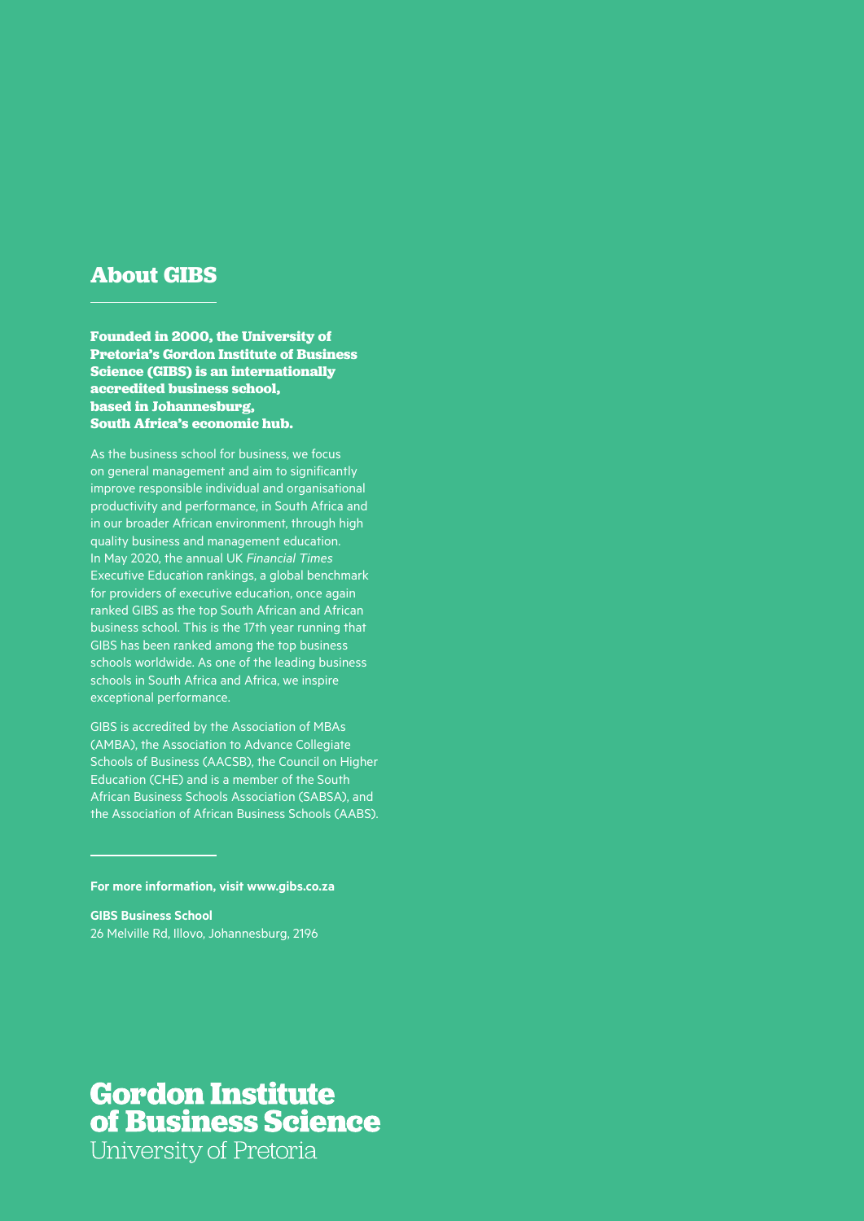## About GIBS

**Founded in 2000, the University of Pretoria's Gordon Institute of Business Science (GIBS) is an internationally accredited business school, based in Johannesburg, South Africa's economic hub.**

As the business school for business, we focus on general management and aim to significantly improve responsible individual and organisational productivity and performance, in South Africa and in our broader African environment, through high quality business and management education. In May 2020, the annual UK *Financial Times* Executive Education rankings, a global benchmark for providers of executive education, once again ranked GIBS as the top South African and African business school. This is the 17th year running that GIBS has been ranked among the top business schools worldwide. As one of the leading business schools in South Africa and Africa, we inspire exceptional performance.

GIBS is accredited by the Association of MBAs (AMBA), the Association to Advance Collegiate Schools of Business (AACSB), the Council on Higher Education (CHE) and is a member of the South African Business Schools Association (SABSA), and the Association of African Business Schools (AABS).

**For more information, visit www.gibs.co.za**

**GIBS Business School**
26 Melville Rd, Illovo, Johannesburg, 2196

**Gordon Institute of Business Science**
University of Pretoria